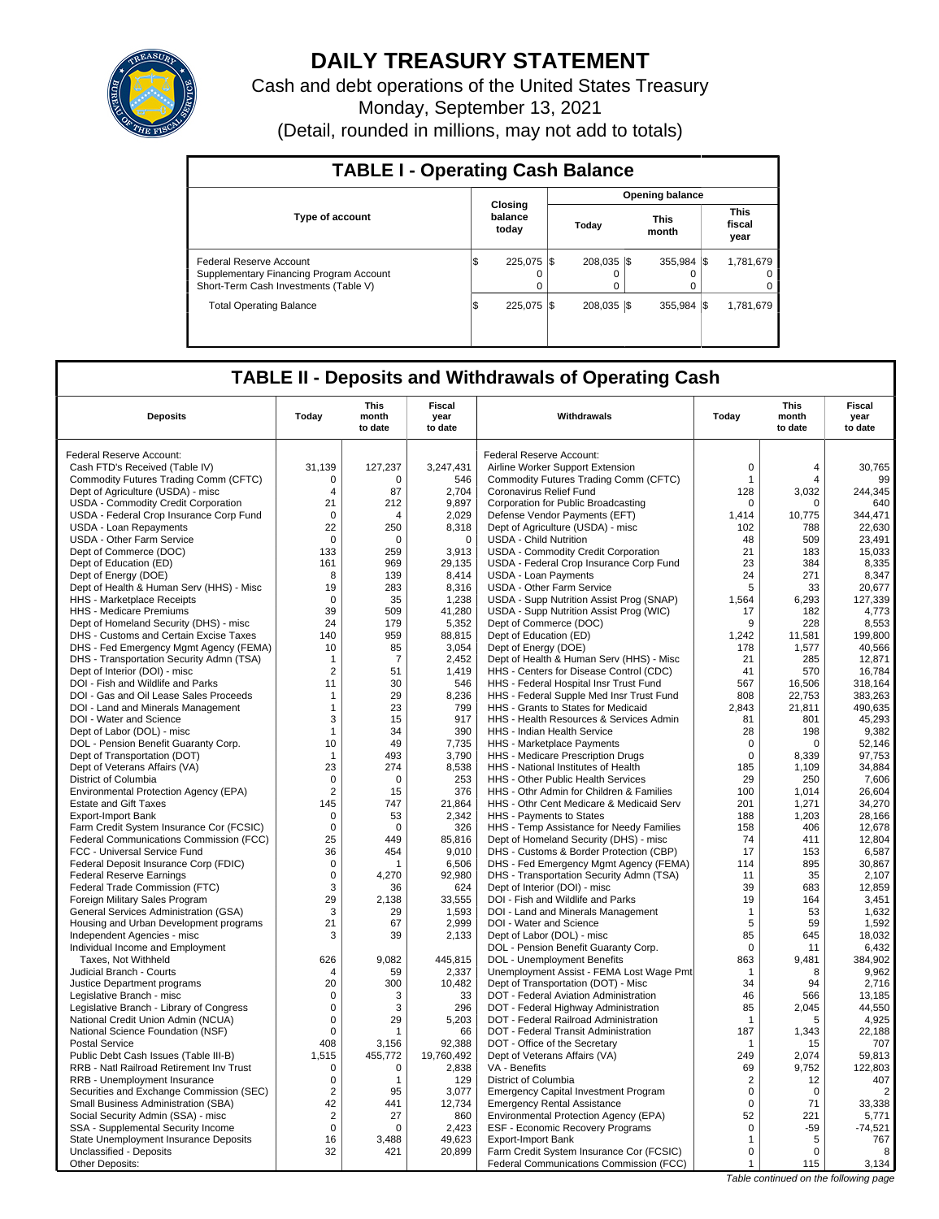# DAILY TREASURY STATEMENT

Cash and debt operations of the United States Treasury

Monday, September 13, 2021

(Detail, rounded in millions, may not add to totals)

## TABLE I - Operating Cash Balance

| Type of account | Closing balance today | Opening balance | | |
|---|---|---|---|---|
| | | Today | This month | This fiscal year |
| Federal Reserve Account | $ 225,075 | $ 208,035 | $ 355,984 | $ 1,781,679 |
| Supplementary Financing Program Account | 0 | 0 | 0 | 0 |
| Short-Term Cash Investments (Table V) | 0 | 0 | 0 | 0 |
| Total Operating Balance | $ 225,075 | $ 208,035 | $ 355,984 | $ 1,781,679 |

## TABLE II - Deposits and Withdrawals of Operating Cash

| Deposits | Today | This month to date | Fiscal year to date | Withdrawals | Today | This month to date | Fiscal year to date |
|---|---|---|---|---|---|---|---|
| Federal Reserve Account: | | | | Federal Reserve Account: | | | |
| Cash FTD's Received (Table IV) | 31,139 | 127,237 | 3,247,431 | Airline Worker Support Extension | 0 | 4 | 30,765 |
| Commodity Futures Trading Comm (CFTC) | 0 | 0 | 546 | Commodity Futures Trading Comm (CFTC) | 1 | 4 | 99 |
| Dept of Agriculture (USDA) - misc | 4 | 87 | 2,704 | Coronavirus Relief Fund | 128 | 3,032 | 244,345 |
| USDA - Commodity Credit Corporation | 21 | 212 | 9,897 | Corporation for Public Broadcasting | 0 | 0 | 640 |
| USDA - Federal Crop Insurance Corp Fund | 0 | 4 | 2,029 | Defense Vendor Payments (EFT) | 1,414 | 10,775 | 344,471 |
| USDA - Loan Repayments | 22 | 250 | 8,318 | Dept of Agriculture (USDA) - misc | 102 | 788 | 22,630 |
| USDA - Other Farm Service | 0 | 0 | 0 | USDA - Child Nutrition | 48 | 509 | 23,491 |
| Dept of Commerce (DOC) | 133 | 259 | 3,913 | USDA - Commodity Credit Corporation | 21 | 183 | 15,033 |
| Dept of Education (ED) | 161 | 969 | 29,135 | USDA - Federal Crop Insurance Corp Fund | 23 | 384 | 8,335 |
| Dept of Energy (DOE) | 8 | 139 | 8,414 | USDA - Loan Payments | 24 | 271 | 8,347 |
| Dept of Health & Human Serv (HHS) - Misc | 19 | 283 | 8,316 | USDA - Other Farm Service | 5 | 33 | 20,677 |
| HHS - Marketplace Receipts | 0 | 35 | 1,238 | USDA - Supp Nutrition Assist Prog (SNAP) | 1,564 | 6,293 | 127,339 |
| HHS - Medicare Premiums | 39 | 509 | 41,280 | USDA - Supp Nutrition Assist Prog (WIC) | 17 | 182 | 4,773 |
| Dept of Homeland Security (DHS) - misc | 24 | 179 | 5,352 | Dept of Commerce (DOC) | 9 | 228 | 8,553 |
| DHS - Customs and Certain Excise Taxes | 140 | 959 | 88,815 | Dept of Education (ED) | 1,242 | 11,581 | 199,800 |
| DHS - Fed Emergency Mgmt Agency (FEMA) | 10 | 85 | 3,054 | Dept of Energy (DOE) | 178 | 1,577 | 40,566 |
| DHS - Transportation Security Admn (TSA) | 1 | 7 | 2,452 | Dept of Health & Human Serv (HHS) - Misc | 21 | 285 | 12,871 |
| Dept of Interior (DOI) - misc | 2 | 51 | 1,419 | HHS - Centers for Disease Control (CDC) | 41 | 570 | 16,784 |
| DOI - Fish and Wildlife and Parks | 11 | 30 | 546 | HHS - Federal Hospital Insr Trust Fund | 567 | 16,506 | 318,164 |
| DOI - Gas and Oil Lease Sales Proceeds | 1 | 29 | 8,236 | HHS - Federal Supple Med Insr Trust Fund | 808 | 22,753 | 383,263 |
| DOI - Land and Minerals Management | 1 | 23 | 799 | HHS - Grants to States for Medicaid | 2,843 | 21,811 | 490,635 |
| DOI - Water and Science | 3 | 15 | 917 | HHS - Health Resources & Services Admin | 81 | 801 | 45,293 |
| Dept of Labor (DOL) - misc | 1 | 34 | 390 | HHS - Indian Health Service | 28 | 198 | 9,382 |
| DOL - Pension Benefit Guaranty Corp. | 10 | 49 | 7,735 | HHS - Marketplace Payments | 0 | 0 | 52,146 |
| Dept of Transportation (DOT) | 1 | 493 | 3,790 | HHS - Medicare Prescription Drugs | 0 | 8,339 | 97,753 |
| Dept of Veterans Affairs (VA) | 23 | 274 | 8,538 | HHS - National Institutes of Health | 185 | 1,109 | 34,884 |
| District of Columbia | 0 | 0 | 253 | HHS - Other Public Health Services | 29 | 250 | 7,606 |
| Environmental Protection Agency (EPA) | 2 | 15 | 376 | HHS - Othr Admin for Children & Families | 100 | 1,014 | 26,604 |
| Estate and Gift Taxes | 145 | 747 | 21,864 | HHS - Othr Cent Medicare & Medicaid Serv | 201 | 1,271 | 34,270 |
| Export-Import Bank | 0 | 53 | 2,342 | HHS - Payments to States | 188 | 1,203 | 28,166 |
| Farm Credit System Insurance Cor (FCSIC) | 0 | 0 | 326 | HHS - Temp Assistance for Needy Families | 158 | 406 | 12,678 |
| Federal Communications Commission (FCC) | 25 | 449 | 85,816 | Dept of Homeland Security (DHS) - misc | 74 | 411 | 12,804 |
| FCC - Universal Service Fund | 36 | 454 | 9,010 | DHS - Customs & Border Protection (CBP) | 17 | 153 | 6,587 |
| Federal Deposit Insurance Corp (FDIC) | 0 | 1 | 6,506 | DHS - Fed Emergency Mgmt Agency (FEMA) | 114 | 895 | 30,867 |
| Federal Reserve Earnings | 0 | 4,270 | 92,980 | DHS - Transportation Security Admn (TSA) | 11 | 35 | 2,107 |
| Federal Trade Commission (FTC) | 3 | 36 | 624 | Dept of Interior (DOI) - misc | 39 | 683 | 12,859 |
| Foreign Military Sales Program | 29 | 2,138 | 33,555 | DOI - Fish and Wildlife and Parks | 19 | 164 | 3,451 |
| General Services Administration (GSA) | 3 | 29 | 1,593 | DOI - Land and Minerals Management | 1 | 53 | 1,632 |
| Housing and Urban Development programs | 21 | 67 | 2,999 | DOI - Water and Science | 5 | 59 | 1,592 |
| Independent Agencies - misc | 3 | 39 | 2,133 | Dept of Labor (DOL) - misc | 85 | 645 | 18,032 |
| Individual Income and Employment | | | | DOL - Pension Benefit Guaranty Corp. | 0 | 11 | 6,432 |
| Taxes, Not Withheld | 626 | 9,082 | 445,815 | DOL - Unemployment Benefits | 863 | 9,481 | 384,902 |
| Judicial Branch - Courts | 4 | 59 | 2,337 | Unemployment Assist - FEMA Lost Wage Pmt | 1 | 8 | 9,962 |
| Justice Department programs | 20 | 300 | 10,482 | Dept of Transportation (DOT) - Misc | 34 | 94 | 2,716 |
| Legislative Branch - misc | 0 | 3 | 33 | DOT - Federal Aviation Administration | 46 | 566 | 13,185 |
| Legislative Branch - Library of Congress | 0 | 3 | 296 | DOT - Federal Highway Administration | 85 | 2,045 | 44,550 |
| National Credit Union Admin (NCUA) | 0 | 29 | 5,203 | DOT - Federal Railroad Administration | 1 | 5 | 4,925 |
| National Science Foundation (NSF) | 0 | 1 | 66 | DOT - Federal Transit Administration | 187 | 1,343 | 22,188 |
| Postal Service | 408 | 3,156 | 92,388 | DOT - Office of the Secretary | 1 | 15 | 707 |
| Public Debt Cash Issues (Table III-B) | 1,515 | 455,772 | 19,760,492 | Dept of Veterans Affairs (VA) | 249 | 2,074 | 59,813 |
| RRB - Natl Railroad Retirement Inv Trust | 0 | 0 | 2,838 | VA - Benefits | 69 | 9,752 | 122,803 |
| RRB - Unemployment Insurance | 0 | 1 | 129 | District of Columbia | 2 | 12 | 407 |
| Securities and Exchange Commission (SEC) | 2 | 95 | 3,077 | Emergency Capital Investment Program | 0 | 0 | 2 |
| Small Business Administration (SBA) | 42 | 441 | 12,734 | Emergency Rental Assistance | 0 | 71 | 33,338 |
| Social Security Admin (SSA) - misc | 2 | 27 | 860 | Environmental Protection Agency (EPA) | 52 | 221 | 5,771 |
| SSA - Supplemental Security Income | 0 | 0 | 2,423 | ESF - Economic Recovery Programs | 0 | -59 | -74,521 |
| State Unemployment Insurance Deposits | 16 | 3,488 | 49,623 | Export-Import Bank | 1 | 5 | 767 |
| Unclassified - Deposits | 32 | 421 | 20,899 | Farm Credit System Insurance Cor (FCSIC) | 0 | 0 | 8 |
| Other Deposits: | | | | Federal Communications Commission (FCC) | 1 | 115 | 3,134 |

*Table continued on the following page*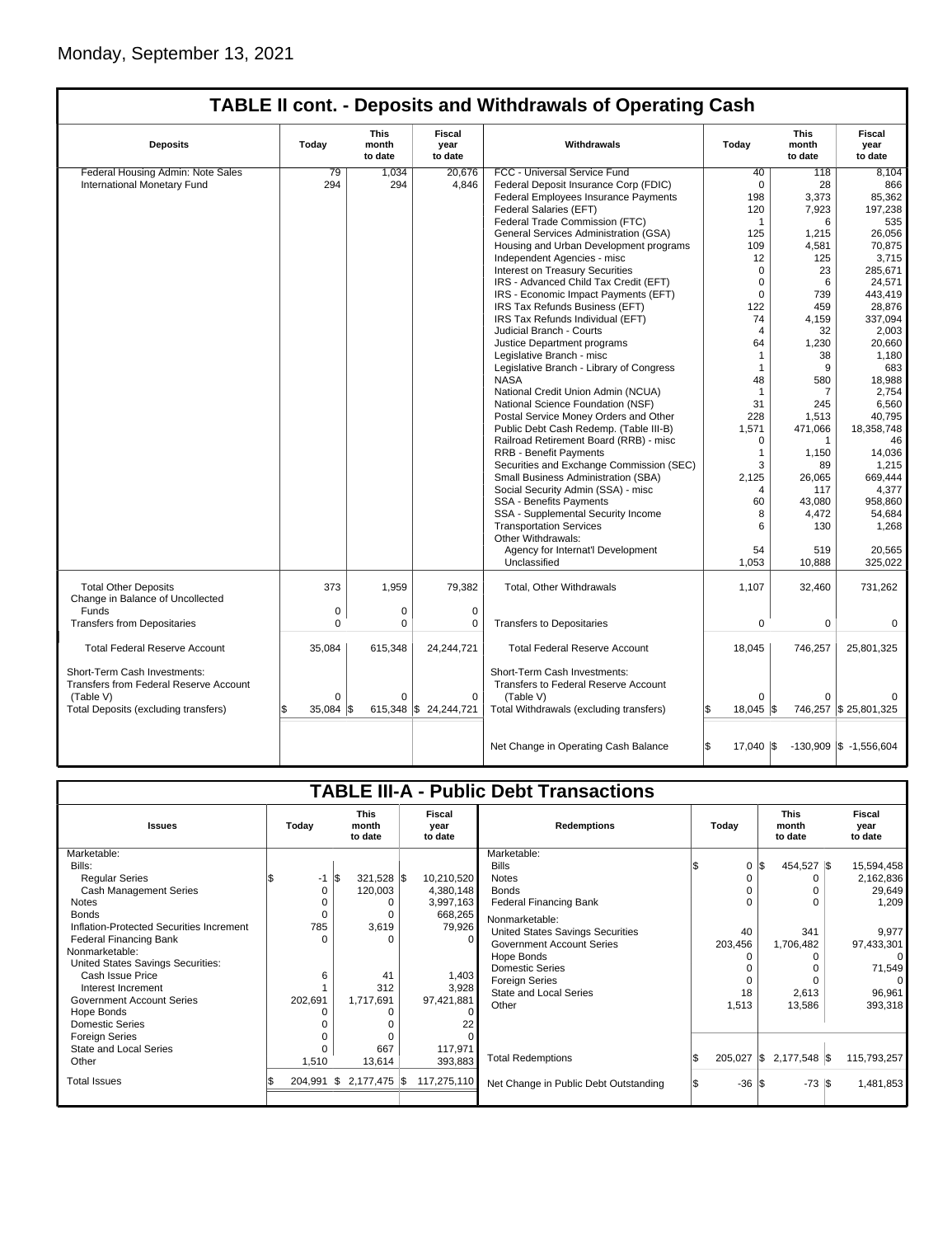Monday, September 13, 2021

## TABLE II cont. - Deposits and Withdrawals of Operating Cash

| Deposits | Today | This month to date | Fiscal year to date | Withdrawals | Today | This month to date | Fiscal year to date |
|---|---|---|---|---|---|---|---|
| Federal Housing Admin: Note Sales | 79 | 1,034 | 20,676 | FCC - Universal Service Fund | 40 | 118 | 8,104 |
| International Monetary Fund | 294 | 294 | 4,846 | Federal Deposit Insurance Corp (FDIC) | 0 | 28 | 866 |
| | | | | Federal Employees Insurance Payments | 198 | 3,373 | 85,362 |
| | | | | Federal Salaries (EFT) | 120 | 7,923 | 197,238 |
| | | | | Federal Trade Commission (FTC) | 1 | 6 | 535 |
| | | | | General Services Administration (GSA) | 125 | 1,215 | 26,056 |
| | | | | Housing and Urban Development programs | 109 | 4,581 | 70,875 |
| | | | | Independent Agencies - misc | 12 | 125 | 3,715 |
| | | | | Interest on Treasury Securities | 0 | 23 | 285,671 |
| | | | | IRS - Advanced Child Tax Credit (EFT) | 0 | 6 | 24,571 |
| | | | | IRS - Economic Impact Payments (EFT) | 0 | 739 | 443,419 |
| | | | | IRS Tax Refunds Business (EFT) | 122 | 459 | 28,876 |
| | | | | IRS Tax Refunds Individual (EFT) | 74 | 4,159 | 337,094 |
| | | | | Judicial Branch - Courts | 4 | 32 | 2,003 |
| | | | | Justice Department programs | 64 | 1,230 | 20,660 |
| | | | | Legislative Branch - misc | 1 | 38 | 1,180 |
| | | | | Legislative Branch - Library of Congress | 1 | 9 | 683 |
| | | | | NASA | 48 | 580 | 18,988 |
| | | | | National Credit Union Admin (NCUA) | 1 | 7 | 2,754 |
| | | | | National Science Foundation (NSF) | 31 | 245 | 6,560 |
| | | | | Postal Service Money Orders and Other | 228 | 1,513 | 40,795 |
| | | | | Public Debt Cash Redemp. (Table III-B) | 1,571 | 471,066 | 18,358,748 |
| | | | | Railroad Retirement Board (RRB) - misc | 0 | 1 | 46 |
| | | | | RRB - Benefit Payments | 1 | 1,150 | 14,036 |
| | | | | Securities and Exchange Commission (SEC) | 3 | 89 | 1,215 |
| | | | | Small Business Administration (SBA) | 2,125 | 26,065 | 669,444 |
| | | | | Social Security Admin (SSA) - misc | 4 | 117 | 4,377 |
| | | | | SSA - Benefits Payments | 60 | 43,080 | 958,860 |
| | | | | SSA - Supplemental Security Income | 8 | 4,472 | 54,684 |
| | | | | Transportation Services | 6 | 130 | 1,268 |
| | | | | Other Withdrawals: | | | |
| | | | | Agency for Internat'l Development | 54 | 519 | 20,565 |
| | | | | Unclassified | 1,053 | 10,888 | 325,022 |
| Total Other Deposits | 373 | 1,959 | 79,382 | Total, Other Withdrawals | 1,107 | 32,460 | 731,262 |
| Change in Balance of Uncollected Funds | 0 | 0 | 0 | | | | |
| Transfers from Depositaries | 0 | 0 | 0 | Transfers to Depositaries | 0 | 0 | 0 |
| Total Federal Reserve Account | 35,084 | 615,348 | 24,244,721 | Total Federal Reserve Account | 18,045 | 746,257 | 25,801,325 |
| Short-Term Cash Investments: Transfers from Federal Reserve Account (Table V) | 0 | 0 | 0 | Short-Term Cash Investments: Transfers to Federal Reserve Account (Table V) | 0 | 0 | 0 |
| Total Deposits (excluding transfers) | $ 35,084 | $ 615,348 | $ 24,244,721 | Total Withdrawals (excluding transfers) | $ 18,045 | $ 746,257 | $ 25,801,325 |
| | | | | Net Change in Operating Cash Balance | $ 17,040 | $ -130,909 | $ -1,556,604 |

## TABLE III-A - Public Debt Transactions

| Issues | Today | This month to date | Fiscal year to date | Redemptions | Today | This month to date | Fiscal year to date |
|---|---|---|---|---|---|---|---|
| Marketable: | | | | Marketable: | | | |
| Bills: | | | | Bills | $ 0 | $ 454,527 | $ 15,594,458 |
| Regular Series | $ -1 | $ 321,528 | $ 10,210,520 | Notes | 0 | 0 | 2,162,836 |
| Cash Management Series | 0 | 120,003 | 4,380,148 | Bonds | 0 | 0 | 29,649 |
| Notes | 0 | 0 | 3,997,163 | Federal Financing Bank | 0 | 0 | 1,209 |
| Bonds | 0 | 0 | 668,265 | Nonmarketable: | | | |
| Inflation-Protected Securities Increment | 785 | 3,619 | 79,926 | United States Savings Securities | 40 | 341 | 9,977 |
| Federal Financing Bank | 0 | 0 | 0 | Government Account Series | 203,456 | 1,706,482 | 97,433,301 |
| Nonmarketable: | | | | Hope Bonds | 0 | 0 | 0 |
| United States Savings Securities: | | | | Domestic Series | 0 | 0 | 71,549 |
| Cash Issue Price | 6 | 41 | 1,403 | Foreign Series | 0 | 0 | 0 |
| Interest Increment | 1 | 312 | 3,928 | State and Local Series | 18 | 2,613 | 96,961 |
| Government Account Series | 202,691 | 1,717,691 | 97,421,881 | Other | 1,513 | 13,586 | 393,318 |
| Hope Bonds | 0 | 0 | 0 | | | | |
| Domestic Series | 0 | 0 | 22 | | | | |
| Foreign Series | 0 | 0 | 0 | | | | |
| State and Local Series | 0 | 667 | 117,971 | | | | |
| Other | 1,510 | 13,614 | 393,883 | Total Redemptions | $ 205,027 | $ 2,177,548 | $ 115,793,257 |
| Total Issues | $ 204,991 | $ 2,177,475 | $ 117,275,110 | Net Change in Public Debt Outstanding | $ -36 | $ -73 | $ 1,481,853 |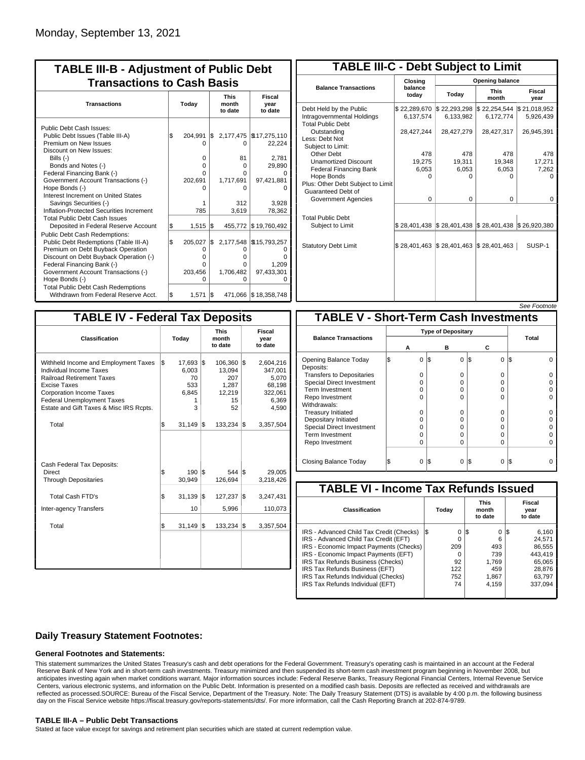Monday, September 13, 2021

## TABLE III-B - Adjustment of Public Debt Transactions to Cash Basis

| Transactions | Today | This month to date | Fiscal year to date |
|---|---|---|---|
| Public Debt Cash Issues: | | | |
| Public Debt Issues (Table III-A) | $ 204,991 | $ 2,177,475 | $17,275,110 |
| Premium on New Issues | 0 | 0 | 22,224 |
| Discount on New Issues: | | | |
| Bills (-) | 0 | 81 | 2,781 |
| Bonds and Notes (-) | 0 | 0 | 29,890 |
| Federal Financing Bank (-) | 0 | 0 | 0 |
| Government Account Transactions (-) | 202,691 | 1,717,691 | 97,421,881 |
| Hope Bonds (-) | 0 | 0 | 0 |
| Interest Increment on United States Savings Securities (-) | 1 | 312 | 3,928 |
| Inflation-Protected Securities Increment | 785 | 3,619 | 78,362 |
| Total Public Debt Cash Issues Deposited in Federal Reserve Account | $ 1,515 | $ 455,772 | $ 19,760,492 |
| Public Debt Cash Redemptions: | | | |
| Public Debt Redemptions (Table III-A) | $ 205,027 | $ 2,177,548 | $15,793,257 |
| Premium on Debt Buyback Operation | 0 | 0 | 0 |
| Discount on Debt Buyback Operation (-) | 0 | 0 | 0 |
| Federal Financing Bank (-) | 0 | 0 | 1,209 |
| Government Account Transactions (-) | 203,456 | 1,706,482 | 97,433,301 |
| Hope Bonds (-) | 0 | 0 | 0 |
| Total Public Debt Cash Redemptions Withdrawn from Federal Reserve Acct. | $ 1,571 | $ 471,066 | $ 18,358,748 |

## TABLE III-C - Debt Subject to Limit

| Balance Transactions | Closing balance today | Opening balance Today | Opening balance This month | Opening balance Fiscal year |
|---|---|---|---|---|
| Debt Held by the Public | $ 22,289,670 | $ 22,293,298 | $ 22,254,544 | $ 21,018,952 |
| Intragovernmental Holdings | 6,137,574 | 6,133,982 | 6,172,774 | 5,926,439 |
| Total Public Debt Outstanding | 28,427,244 | 28,427,279 | 28,427,317 | 26,945,391 |
| Less: Debt Not Subject to Limit: | | | | |
| Other Debt | 478 | 478 | 478 | 478 |
| Unamortized Discount | 19,275 | 19,311 | 19,348 | 17,271 |
| Federal Financing Bank | 6,053 | 6,053 | 6,053 | 7,262 |
| Hope Bonds | 0 | 0 | 0 | 0 |
| Plus: Other Debt Subject to Limit Guaranteed Debt of Government Agencies | 0 | 0 | 0 | 0 |
| Total Public Debt Subject to Limit | $ 28,401,438 | $ 28,401,438 | $ 28,401,438 | $ 26,920,380 |
| Statutory Debt Limit | $ 28,401,463 | $ 28,401,463 | $ 28,401,463 | SUSP-1 |

*See Footnote*

## TABLE IV - Federal Tax Deposits

| Classification | Today | This month to date | Fiscal year to date |
|---|---|---|---|
| Withheld Income and Employment Taxes | $ 17,693 | $ 106,360 | $ 2,604,216 |
| Individual Income Taxes | 6,003 | 13,094 | 347,001 |
| Railroad Retirement Taxes | 70 | 207 | 5,070 |
| Excise Taxes | 533 | 1,287 | 68,198 |
| Corporation Income Taxes | 6,845 | 12,219 | 322,061 |
| Federal Unemployment Taxes | 1 | 15 | 6,369 |
| Estate and Gift Taxes & Misc IRS Rcpts. | 3 | 52 | 4,590 |
| Total | $ 31,149 | $ 133,234 | $ 3,357,504 |
| Cash Federal Tax Deposits: | | | |
| Direct | $ 190 | $ 544 | $ 29,005 |
| Through Depositaries | 30,949 | 126,694 | 3,218,426 |
| Total Cash FTD's | $ 31,139 | $ 127,237 | $ 3,247,431 |
| Inter-agency Transfers | 10 | 5,996 | 110,073 |
| Total | $ 31,149 | $ 133,234 | $ 3,357,504 |

## TABLE V - Short-Term Cash Investments

| Balance Transactions | Type of Depositary A | B | C | Total |
|---|---|---|---|---|
| Opening Balance Today | $ 0 | $ 0 | $ 0 | $ 0 |
| Deposits: | | | | |
| Transfers to Depositaries | 0 | 0 | 0 | 0 |
| Special Direct Investment | 0 | 0 | 0 | 0 |
| Term Investment | 0 | 0 | 0 | 0 |
| Repo Investment | 0 | 0 | 0 | 0 |
| Withdrawals: | | | | |
| Treasury Initiated | 0 | 0 | 0 | 0 |
| Depositary Initiated | 0 | 0 | 0 | 0 |
| Special Direct Investment | 0 | 0 | 0 | 0 |
| Term Investment | 0 | 0 | 0 | 0 |
| Repo Investment | 0 | 0 | 0 | 0 |
| Closing Balance Today | $ 0 | $ 0 | $ 0 | $ 0 |

## TABLE VI - Income Tax Refunds Issued

| Classification | Today | This month to date | Fiscal year to date |
|---|---|---|---|
| IRS - Advanced Child Tax Credit (Checks) | $ 0 | $ 0 | $ 6,160 |
| IRS - Advanced Child Tax Credit (EFT) | 0 | 6 | 24,571 |
| IRS - Economic Impact Payments (Checks) | 209 | 493 | 86,555 |
| IRS - Economic Impact Payments (EFT) | 0 | 739 | 443,419 |
| IRS Tax Refunds Business (Checks) | 92 | 1,769 | 65,065 |
| IRS Tax Refunds Business (EFT) | 122 | 459 | 28,876 |
| IRS Tax Refunds Individual (Checks) | 752 | 1,867 | 63,797 |
| IRS Tax Refunds Individual (EFT) | 74 | 4,159 | 337,094 |

## Daily Treasury Statement Footnotes:

### General Footnotes and Statements:

This statement summarizes the United States Treasury's cash and debt operations for the Federal Government. Treasury's operating cash is maintained in an account at the Federal Reserve Bank of New York and in short-term cash investments. Treasury minimized and then suspended its short-term cash investment program beginning in November 2008, but anticipates investing again when market conditions warrant. Major information sources include: Federal Reserve Banks, Treasury Regional Financial Centers, Internal Revenue Service Centers, various electronic systems, and information on the Public Debt. Information is presented on a modified cash basis. Deposits are reflected as received and withdrawals are reflected as processed.SOURCE: Bureau of the Fiscal Service, Department of the Treasury. Note: The Daily Treasury Statement (DTS) is available by 4:00 p.m. the following business day on the Fiscal Service website https://fiscal.treasury.gov/reports-statements/dts/. For more information, call the Cash Reporting Branch at 202-874-9789.

### TABLE III-A – Public Debt Transactions

Stated at face value except for savings and retirement plan securities which are stated at current redemption value.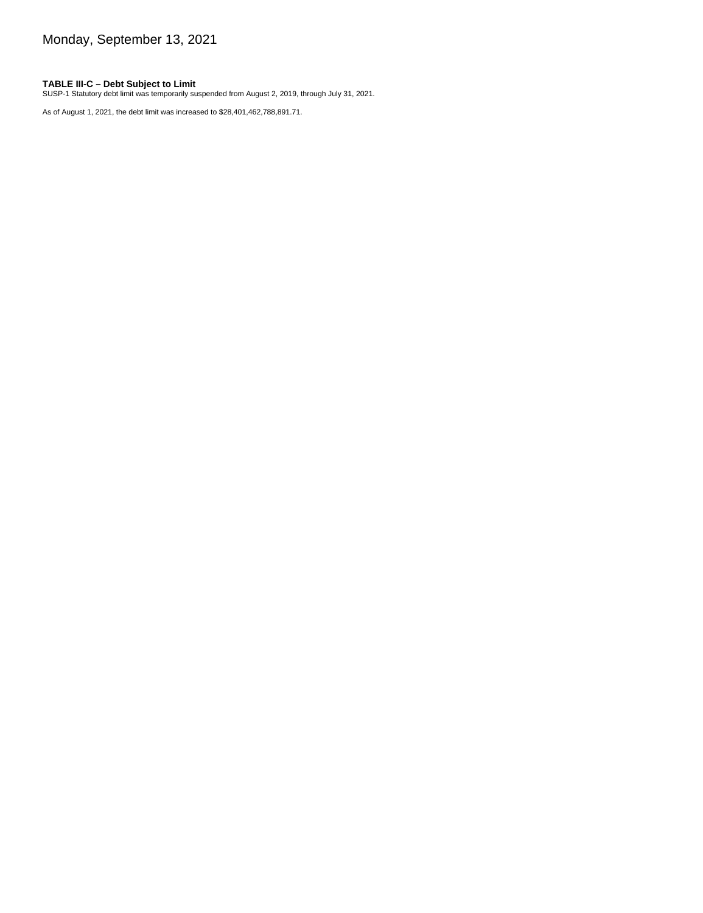Monday, September 13, 2021

**TABLE III-C – Debt Subject to Limit**

SUSP-1 Statutory debt limit was temporarily suspended from August 2, 2019, through July 31, 2021.

As of August 1, 2021, the debt limit was increased to $28,401,462,788,891.71.